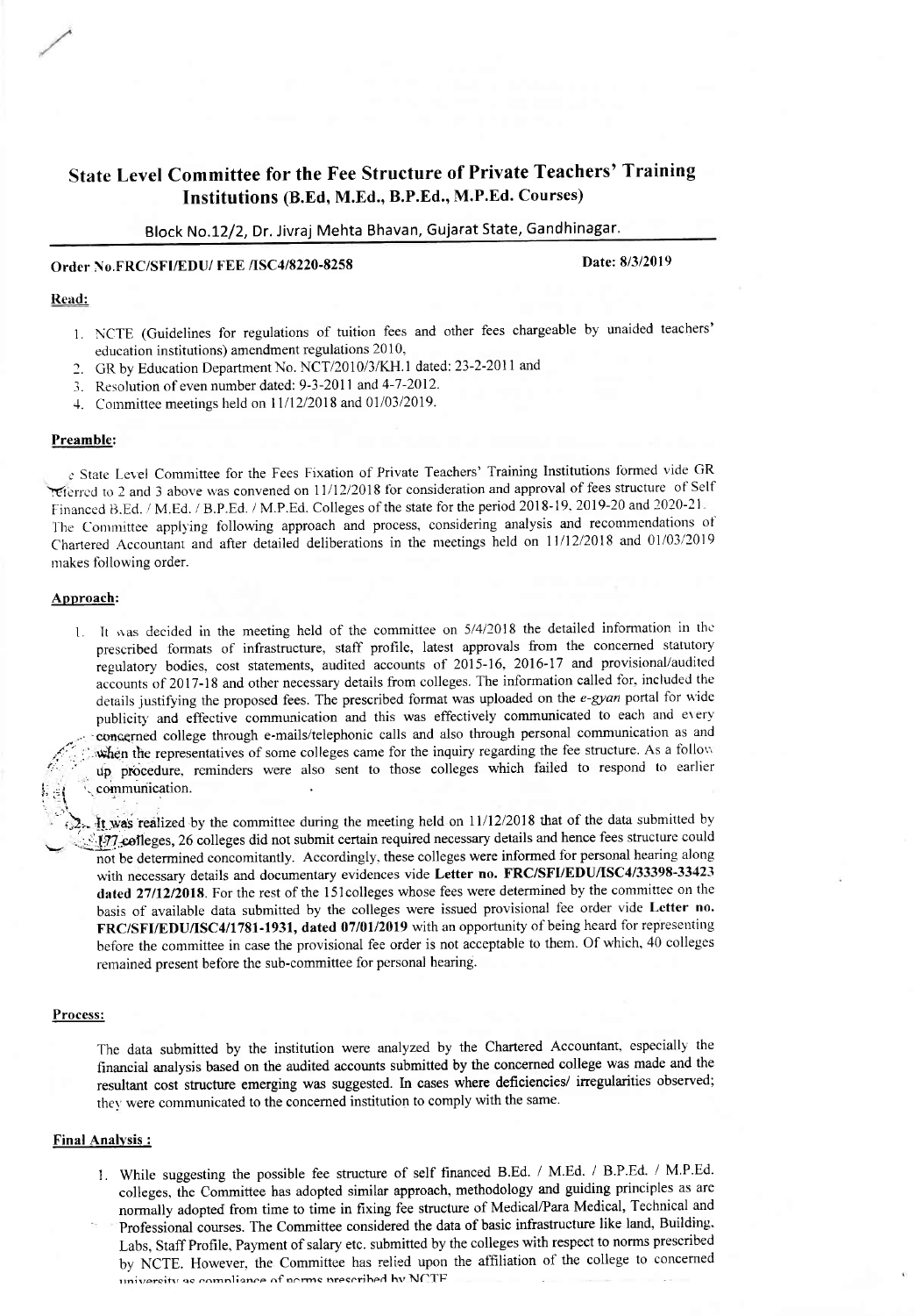# State Level Committee for the Fee Structure of Private Teachers' Training Institutions (B.Ed, M.Ed., B.P.Ed., M.P.Ed. Courses)

Block No.12/2, Dr. Jivraj Mehta Bhavan, Gujarat State, Gandhinagar.

**Order No.FRC/SFI/EDU/ FEE /ISC4/8220-8258** **Date: 8/3/2019**

### Read:

1. NCTE (Guidelines for regulations of tuition fees and other fees chargeable by unaided teachers' education institutions) amendment regulations 2010,
2. GR by Education Department No. NCT/2010/3/KH.1 dated: 23-2-2011 and
3. Resolution of even number dated: 9-3-2011 and 4-7-2012.
4. Committee meetings held on 11/12/2018 and 01/03/2019.

### Preamble:

e State Level Committee for the Fees Fixation of Private Teachers' Training Institutions formed vide GR referred to 2 and 3 above was convened on 11/12/2018 for consideration and approval of fees structure of Self Financed B.Ed. / M.Ed. / B.P.Ed. / M.P.Ed. Colleges of the state for the period 2018-19, 2019-20 and 2020-21. The Committee applying following approach and process, considering analysis and recommendations of Chartered Accountant and after detailed deliberations in the meetings held on 11/12/2018 and 01/03/2019 makes following order.

### Approach:

1. It was decided in the meeting held of the committee on 5/4/2018 the detailed information in the prescribed formats of infrastructure, staff profile, latest approvals from the concerned statutory regulatory bodies, cost statements, audited accounts of 2015-16, 2016-17 and provisional/audited accounts of 2017-18 and other necessary details from colleges. The information called for, included the details justifying the proposed fees. The prescribed format was uploaded on the *e-gyan* portal for wide publicity and effective communication and this was effectively communicated to each and every concerned college through e-mails/telephonic calls and also through personal communication as and when the representatives of some colleges came for the inquiry regarding the fee structure. As a follow up procedure, reminders were also sent to those colleges which failed to respond to earlier communication.

2. It was realized by the committee during the meeting held on 11/12/2018 that of the data submitted by 177 colleges, 26 colleges did not submit certain required necessary details and hence fees structure could not be determined concomitantly. Accordingly, these colleges were informed for personal hearing along with necessary details and documentary evidences vide **Letter no. FRC/SFI/EDU/ISC4/33398-33423 dated 27/12/2018**. For the rest of the 151colleges whose fees were determined by the committee on the basis of available data submitted by the colleges were issued provisional fee order vide **Letter no. FRC/SFI/EDU/ISC4/1781-1931, dated 07/01/2019** with an opportunity of being heard for representing before the committee in case the provisional fee order is not acceptable to them. Of which, 40 colleges remained present before the sub-committee for personal hearing.

### Process:

The data submitted by the institution were analyzed by the Chartered Accountant, especially the financial analysis based on the audited accounts submitted by the concerned college was made and the resultant cost structure emerging was suggested. In cases where deficiencies/ irregularities observed; they were communicated to the concerned institution to comply with the same.

### Final Analysis :

1. While suggesting the possible fee structure of self financed B.Ed. / M.Ed. / B.P.Ed. / M.P.Ed. colleges, the Committee has adopted similar approach, methodology and guiding principles as are normally adopted from time to time in fixing fee structure of Medical/Para Medical, Technical and Professional courses. The Committee considered the data of basic infrastructure like land, Building, Labs, Staff Profile, Payment of salary etc. submitted by the colleges with respect to norms prescribed by NCTE. However, the Committee has relied upon the affiliation of the college to concerned university as compliance of norms prescribed by NCTE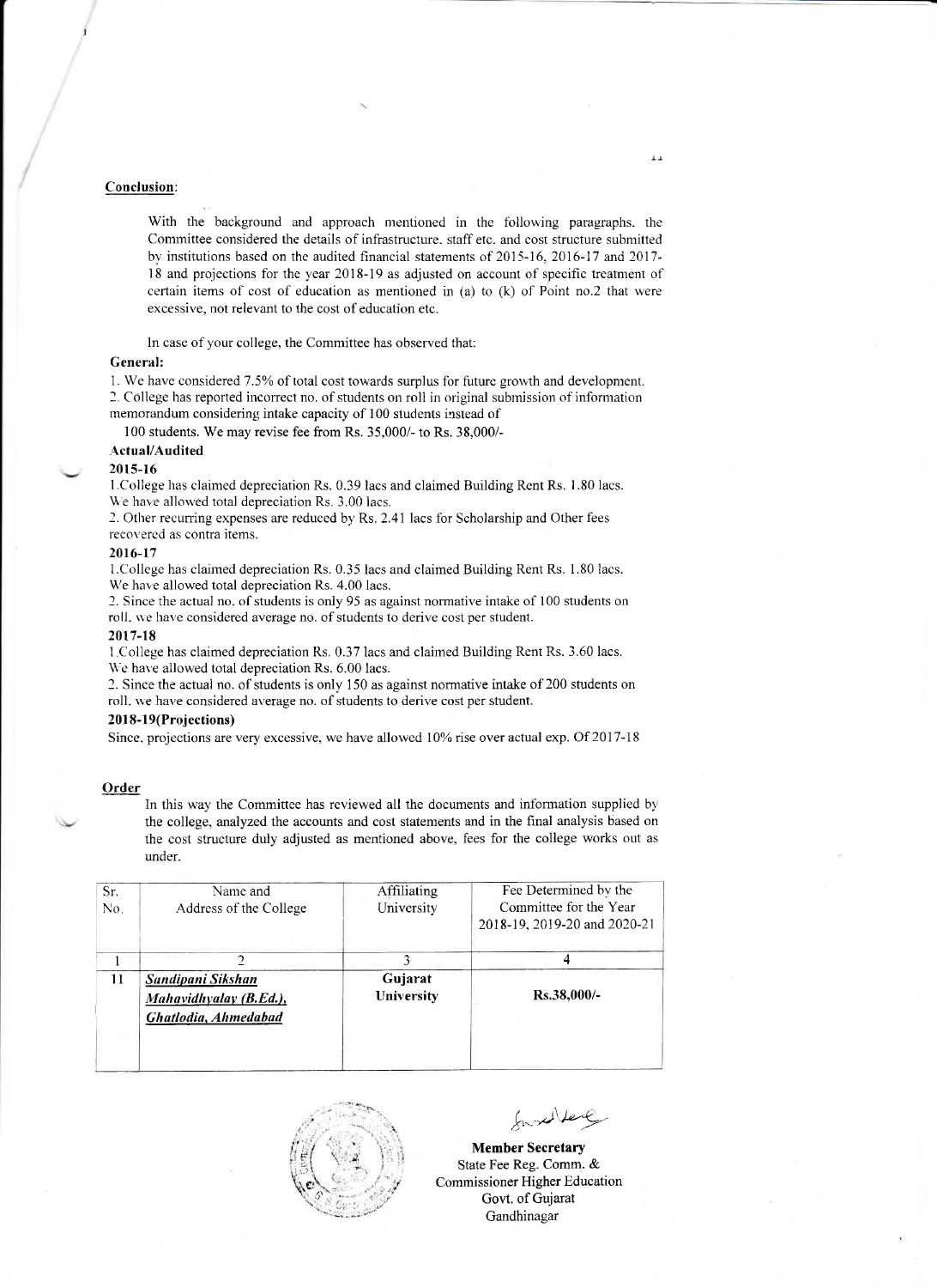**Conclusion**:

With the background and approach mentioned in the following paragraphs. the Committee considered the details of infrastructure. staff etc. and cost structure submitted by institutions based on the audited financial statements of 2015-16, 2016-17 and 2017-18 and projections for the year 2018-19 as adjusted on account of specific treatment of certain items of cost of education as mentioned in (a) to (k) of Point no.2 that were excessive, not relevant to the cost of education etc.

In case of your college, the Committee has observed that:

**General:**

1. We have considered 7.5% of total cost towards surplus for future growth and development.
2. College has reported incorrect no. of students on roll in original submission of information memorandum considering intake capacity of 100 students instead of 100 students. We may revise fee from Rs. 35,000/- to Rs. 38,000/-

**Actual/Audited**

**2015-16**

1. College has claimed depreciation Rs. 0.39 lacs and claimed Building Rent Rs. 1.80 lacs. We have allowed total depreciation Rs. 3.00 lacs.
2. Other recurring expenses are reduced by Rs. 2.41 lacs for Scholarship and Other fees recovered as contra items.

**2016-17**

1. College has claimed depreciation Rs. 0.35 lacs and claimed Building Rent Rs. 1.80 lacs. We have allowed total depreciation Rs. 4.00 lacs.
2. Since the actual no. of students is only 95 as against normative intake of 100 students on roll, we have considered average no. of students to derive cost per student.

**2017-18**

1. College has claimed depreciation Rs. 0.37 lacs and claimed Building Rent Rs. 3.60 lacs. We have allowed total depreciation Rs. 6.00 lacs.
2. Since the actual no. of students is only 150 as against normative intake of 200 students on roll, we have considered average no. of students to derive cost per student.

**2018-19(Projections)**

Since, projections are very excessive, we have allowed 10% rise over actual exp. Of 2017-18

**Order**

In this way the Committee has reviewed all the documents and information supplied by the college, analyzed the accounts and cost statements and in the final analysis based on the cost structure duly adjusted as mentioned above, fees for the college works out as under.

| Sr. No. | Name and Address of the College | Affiliating University | Fee Determined by the Committee for the Year 2018-19, 2019-20 and 2020-21 |
|---|---|---|---|
| 1 | 2 | 3 | 4 |
| 11 | ***Sandipani Sikshan Mahavidhyalay (B.Ed.), Ghatlodia, Ahmedabad*** | **Gujarat University** | **Rs.38,000/-** |

**Member Secretary**
State Fee Reg. Comm. &
Commissioner Higher Education
Govt. of Gujarat
Gandhinagar